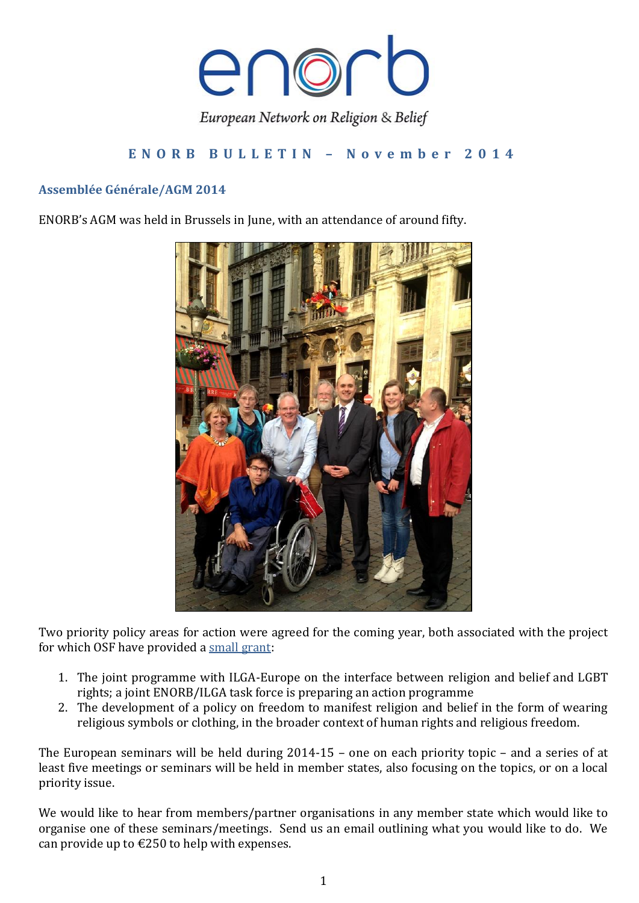# enorb

*European Network on Religion & Belief*

**ENORB BULLETIN – November 2014**

## Assemblée Générale/AGM 2014

ENORB's AGM was held in Brussels in June, with an attendance of around fifty.

Two priority policy areas for action were agreed for the coming year, both associated with the project for which OSF have provided a small grant:

1. The joint programme with ILGA-Europe on the interface between religion and belief and LGBT rights; a joint ENORB/ILGA task force is preparing an action programme
2. The development of a policy on freedom to manifest religion and belief in the form of wearing religious symbols or clothing, in the broader context of human rights and religious freedom.

The European seminars will be held during 2014-15 – one on each priority topic – and a series of at least five meetings or seminars will be held in member states, also focusing on the topics, or on a local priority issue.

We would like to hear from members/partner organisations in any member state which would like to organise one of these seminars/meetings. Send us an email outlining what you would like to do. We can provide up to €250 to help with expenses.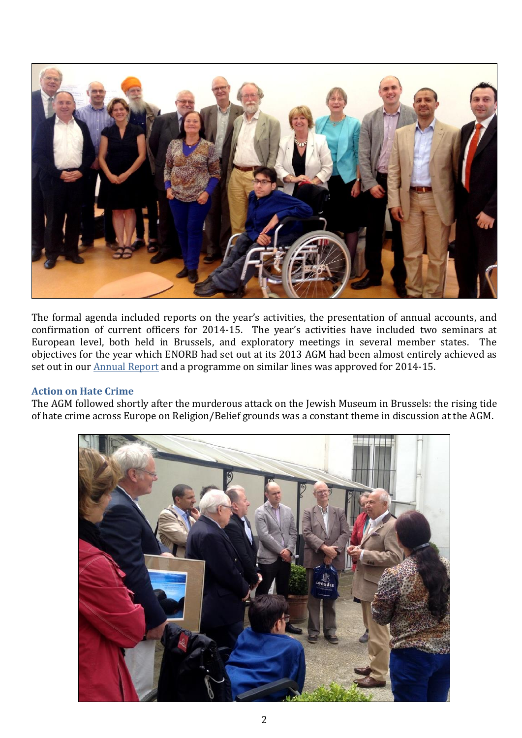The formal agenda included reports on the year's activities, the presentation of annual accounts, and confirmation of current officers for 2014-15. The year's activities have included two seminars at European level, both held in Brussels, and exploratory meetings in several member states. The objectives for the year which ENORB had set out at its 2013 AGM had been almost entirely achieved as set out in our Annual Report and a programme on similar lines was approved for 2014-15.

### Action on Hate Crime

The AGM followed shortly after the murderous attack on the Jewish Museum in Brussels: the rising tide of hate crime across Europe on Religion/Belief grounds was a constant theme in discussion at the AGM.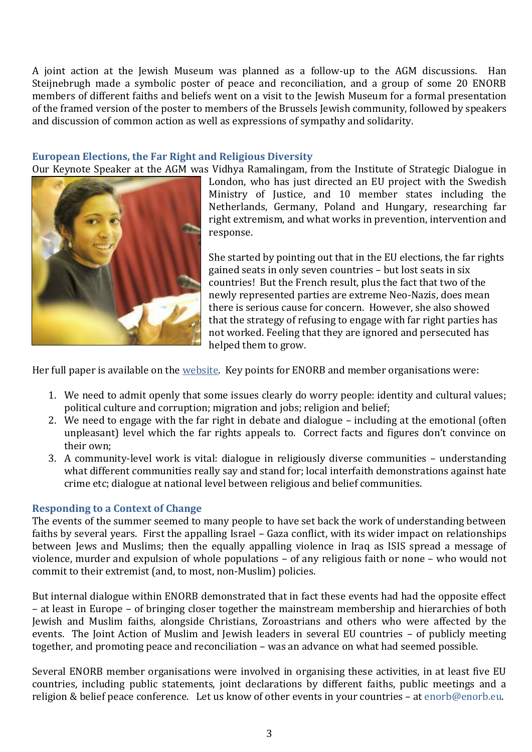A joint action at the Jewish Museum was planned as a follow-up to the AGM discussions. Han Steijnebrugh made a symbolic poster of peace and reconciliation, and a group of some 20 ENORB members of different faiths and beliefs went on a visit to the Jewish Museum for a formal presentation of the framed version of the poster to members of the Brussels Jewish community, followed by speakers and discussion of common action as well as expressions of sympathy and solidarity.

### European Elections, the Far Right and Religious Diversity

Our Keynote Speaker at the AGM was Vidhya Ramalingam, from the Institute of Strategic Dialogue in London, who has just directed an EU project with the Swedish Ministry of Justice, and 10 member states including the Netherlands, Germany, Poland and Hungary, researching far right extremism, and what works in prevention, intervention and response.

She started by pointing out that in the EU elections, the far rights gained seats in only seven countries – but lost seats in six countries! But the French result, plus the fact that two of the newly represented parties are extreme Neo-Nazis, does mean there is serious cause for concern. However, she also showed that the strategy of refusing to engage with far right parties has not worked. Feeling that they are ignored and persecuted has helped them to grow.

Her full paper is available on the [website](). Key points for ENORB and member organisations were:

1. We need to admit openly that some issues clearly do worry people: identity and cultural values; political culture and corruption; migration and jobs; religion and belief;
2. We need to engage with the far right in debate and dialogue – including at the emotional (often unpleasant) level which the far rights appeals to. Correct facts and figures don't convince on their own;
3. A community-level work is vital: dialogue in religiously diverse communities – understanding what different communities really say and stand for; local interfaith demonstrations against hate crime etc; dialogue at national level between religious and belief communities.

### Responding to a Context of Change

The events of the summer seemed to many people to have set back the work of understanding between faiths by several years. First the appalling Israel – Gaza conflict, with its wider impact on relationships between Jews and Muslims; then the equally appalling violence in Iraq as ISIS spread a message of violence, murder and expulsion of whole populations – of any religious faith or none – who would not commit to their extremist (and, to most, non-Muslim) policies.

But internal dialogue within ENORB demonstrated that in fact these events had had the opposite effect – at least in Europe – of bringing closer together the mainstream membership and hierarchies of both Jewish and Muslim faiths, alongside Christians, Zoroastrians and others who were affected by the events. The Joint Action of Muslim and Jewish leaders in several EU countries – of publicly meeting together, and promoting peace and reconciliation – was an advance on what had seemed possible.

Several ENORB member organisations were involved in organising these activities, in at least five EU countries, including public statements, joint declarations by different faiths, public meetings and a religion & belief peace conference. Let us know of other events in your countries – at enorb@enorb.eu.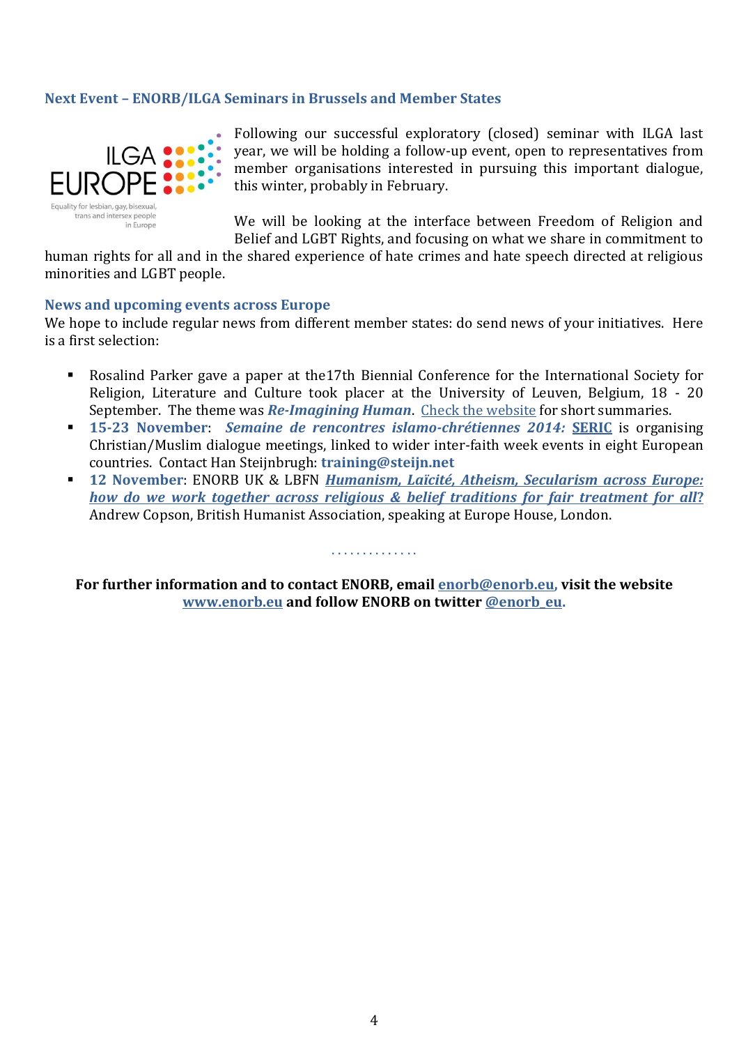### Next Event – ENORB/ILGA Seminars in Brussels and Member States

Following our successful exploratory (closed) seminar with ILGA last year, we will be holding a follow-up event, open to representatives from member organisations interested in pursuing this important dialogue, this winter, probably in February.

We will be looking at the interface between Freedom of Religion and Belief and LGBT Rights, and focusing on what we share in commitment to human rights for all and in the shared experience of hate crimes and hate speech directed at religious minorities and LGBT people.

### News and upcoming events across Europe

We hope to include regular news from different member states: do send news of your initiatives. Here is a first selection:

- Rosalind Parker gave a paper at the17th Biennial Conference for the International Society for Religion, Literature and Culture took placer at the University of Leuven, Belgium, 18 - 20 September. The theme was ***Re-Imagining Human***. Check the website for short summaries.
- **15-23 November**: ***Semaine de rencontres islamo-chrétiennes 2014:*** **SERIC** is organising Christian/Muslim dialogue meetings, linked to wider inter-faith week events in eight European countries. Contact Han Steijnbrugh: **training@steijn.net**
- **12 November**: ENORB UK & LBFN ***Humanism, Laïcité, Atheism, Secularism across Europe: how do we work together across religious & belief traditions for fair treatment for all?*** Andrew Copson, British Humanist Association, speaking at Europe House, London.

..............

**For further information and to contact ENORB, email enorb@enorb.eu, visit the website www.enorb.eu and follow ENORB on twitter @enorb_eu.**